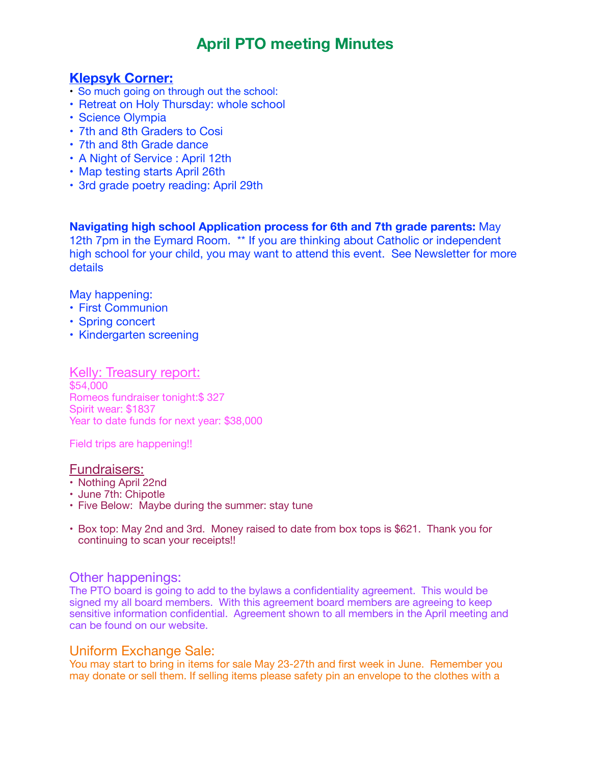# April PTO meeting Minutes

## Klepsyk Corner:

- So much going on through out the school:
- Retreat on Holy Thursday: whole school
- Science Olympia
- 7th and 8th Graders to Cosi
- 7th and 8th Grade dance
- A Night of Service : April 12th
- Map testing starts April 26th
- 3rd grade poetry reading: April 29th

**Navigating high school Application process for 6th and 7th grade parents:** May 12th 7pm in the Eymard Room. ** If you are thinking about Catholic or independent high school for your child, you may want to attend this event. See Newsletter for more details

May happening:

- First Communion
- Spring concert
- Kindergarten screening

## Kelly: Treasury report:

$54,000
Romeos fundraiser tonight:$ 327
Spirit wear: $1837
Year to date funds for next year: $38,000

Field trips are happening!!

## Fundraisers:

- Nothing April 22nd
- June 7th: Chipotle
- Five Below: Maybe during the summer: stay tune

- Box top: May 2nd and 3rd. Money raised to date from box tops is $621. Thank you for continuing to scan your receipts!!

## Other happenings:

The PTO board is going to add to the bylaws a confidentiality agreement. This would be signed my all board members. With this agreement board members are agreeing to keep sensitive information confidential. Agreement shown to all members in the April meeting and can be found on our website.

## Uniform Exchange Sale:

You may start to bring in items for sale May 23-27th and first week in June. Remember you may donate or sell them. If selling items please safety pin an envelope to the clothes with a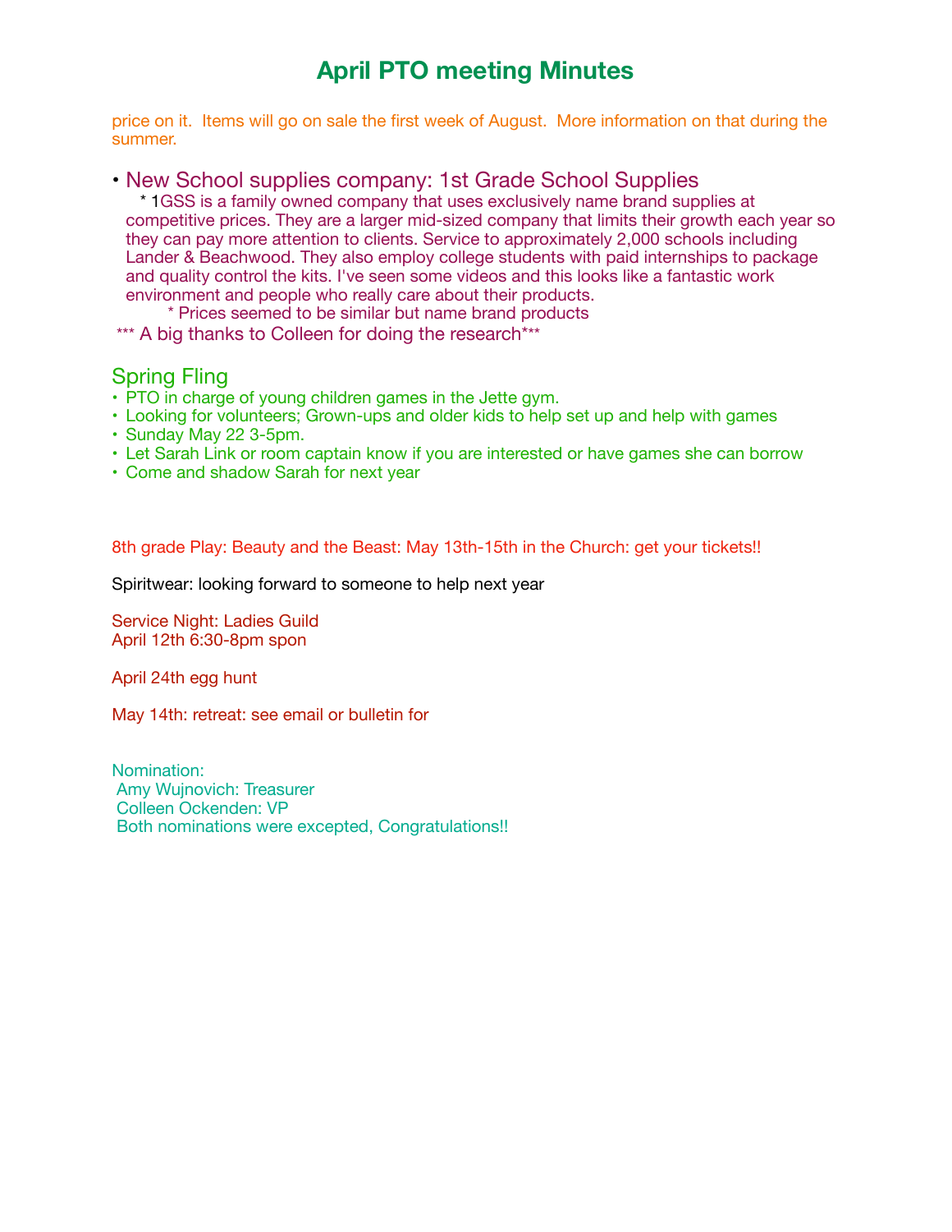# April PTO meeting Minutes

price on it. Items will go on sale the first week of August. More information on that during the summer.

- New School supplies company: 1st Grade School Supplies
  - * 1GSS is a family owned company that uses exclusively name brand supplies at competitive prices. They are a larger mid-sized company that limits their growth each year so they can pay more attention to clients. Service to approximately 2,000 schools including Lander & Beachwood. They also employ college students with paid internships to package and quality control the kits. I've seen some videos and this looks like a fantastic work environment and people who really care about their products.
    - * Prices seemed to be similar but name brand products

*** A big thanks to Colleen for doing the research***

## Spring Fling

- PTO in charge of young children games in the Jette gym.
- Looking for volunteers; Grown-ups and older kids to help set up and help with games
- Sunday May 22 3-5pm.
- Let Sarah Link or room captain know if you are interested or have games she can borrow
- Come and shadow Sarah for next year

8th grade Play: Beauty and the Beast: May 13th-15th in the Church: get your tickets!!

Spiritwear: looking forward to someone to help next year

Service Night: Ladies Guild
April 12th 6:30-8pm spon

April 24th egg hunt

May 14th: retreat: see email or bulletin for

Nomination:
Amy Wujnovich: Treasurer
Colleen Ockenden: VP
Both nominations were excepted, Congratulations!!